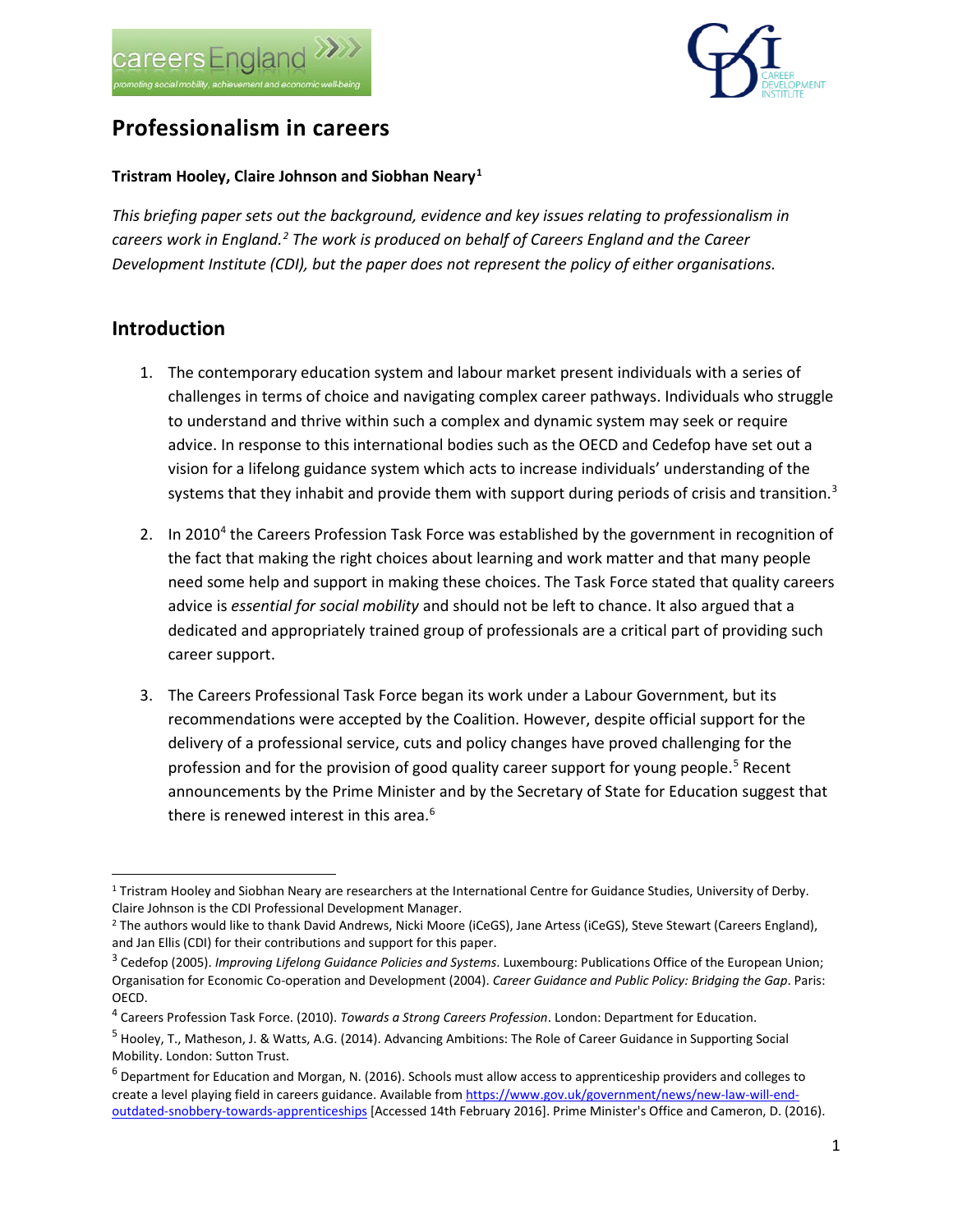# Professionalism in careers

**Tristram Hooley, Claire Johnson and Siobhan Neary**[1]

*This briefing paper sets out the background, evidence and key issues relating to professionalism in careers work in England.*[2] *The work is produced on behalf of Careers England and the Career Development Institute (CDI), but the paper does not represent the policy of either organisations.*

## Introduction

1. The contemporary education system and labour market present individuals with a series of challenges in terms of choice and navigating complex career pathways. Individuals who struggle to understand and thrive within such a complex and dynamic system may seek or require advice. In response to this international bodies such as the OECD and Cedefop have set out a vision for a lifelong guidance system which acts to increase individuals' understanding of the systems that they inhabit and provide them with support during periods of crisis and transition.[3]

2. In 2010[4] the Careers Profession Task Force was established by the government in recognition of the fact that making the right choices about learning and work matter and that many people need some help and support in making these choices. The Task Force stated that quality careers advice is *essential for social mobility* and should not be left to chance. It also argued that a dedicated and appropriately trained group of professionals are a critical part of providing such career support.

3. The Careers Professional Task Force began its work under a Labour Government, but its recommendations were accepted by the Coalition. However, despite official support for the delivery of a professional service, cuts and policy changes have proved challenging for the profession and for the provision of good quality career support for young people.[5] Recent announcements by the Prime Minister and by the Secretary of State for Education suggest that there is renewed interest in this area.[6]

---

[1] Tristram Hooley and Siobhan Neary are researchers at the International Centre for Guidance Studies, University of Derby. Claire Johnson is the CDI Professional Development Manager.

[2] The authors would like to thank David Andrews, Nicki Moore (iCeGS), Jane Artess (iCeGS), Steve Stewart (Careers England), and Jan Ellis (CDI) for their contributions and support for this paper.

[3] Cedefop (2005). *Improving Lifelong Guidance Policies and Systems.* Luxembourg: Publications Office of the European Union; Organisation for Economic Co-operation and Development (2004). *Career Guidance and Public Policy: Bridging the Gap*. Paris: OECD.

[4] Careers Profession Task Force. (2010). *Towards a Strong Careers Profession*. London: Department for Education.

[5] Hooley, T., Matheson, J. & Watts, A.G. (2014). Advancing Ambitions: The Role of Career Guidance in Supporting Social Mobility. London: Sutton Trust.

[6] Department for Education and Morgan, N. (2016). Schools must allow access to apprenticeship providers and colleges to create a level playing field in careers guidance. Available from https://www.gov.uk/government/news/new-law-will-end-outdated-snobbery-towards-apprenticeships [Accessed 14th February 2016]. Prime Minister's Office and Cameron, D. (2016).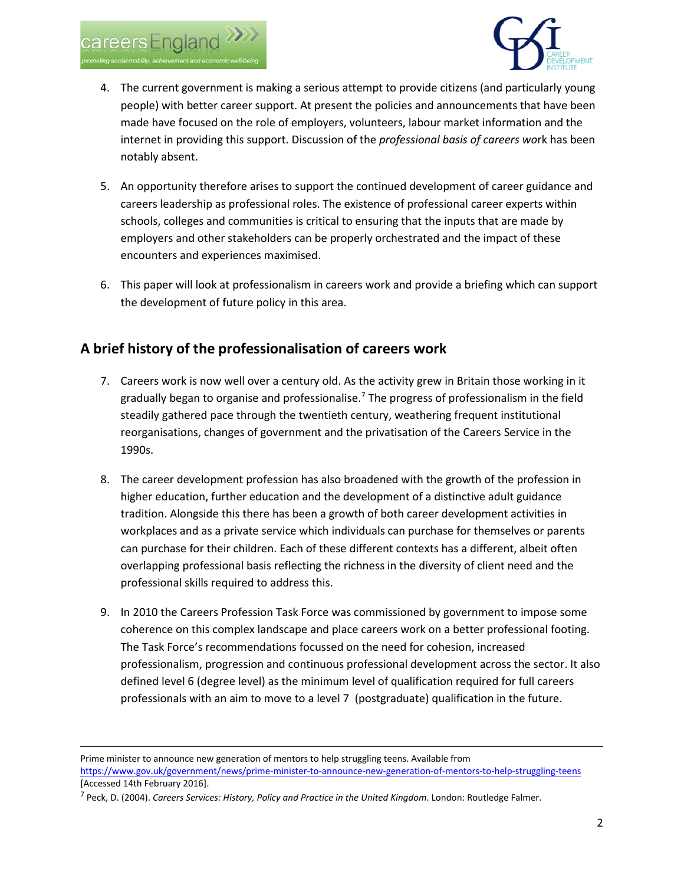4. The current government is making a serious attempt to provide citizens (and particularly young people) with better career support. At present the policies and announcements that have been made have focused on the role of employers, volunteers, labour market information and the internet in providing this support. Discussion of the *professional basis of careers wo*rk has been notably absent.

5. An opportunity therefore arises to support the continued development of career guidance and careers leadership as professional roles. The existence of professional career experts within schools, colleges and communities is critical to ensuring that the inputs that are made by employers and other stakeholders can be properly orchestrated and the impact of these encounters and experiences maximised.

6. This paper will look at professionalism in careers work and provide a briefing which can support the development of future policy in this area.

## A brief history of the professionalisation of careers work

7. Careers work is now well over a century old. As the activity grew in Britain those working in it gradually began to organise and professionalise.[7] The progress of professionalism in the field steadily gathered pace through the twentieth century, weathering frequent institutional reorganisations, changes of government and the privatisation of the Careers Service in the 1990s.

8. The career development profession has also broadened with the growth of the profession in higher education, further education and the development of a distinctive adult guidance tradition. Alongside this there has been a growth of both career development activities in workplaces and as a private service which individuals can purchase for themselves or parents can purchase for their children. Each of these different contexts has a different, albeit often overlapping professional basis reflecting the richness in the diversity of client need and the professional skills required to address this.

9. In 2010 the Careers Profession Task Force was commissioned by government to impose some coherence on this complex landscape and place careers work on a better professional footing. The Task Force's recommendations focussed on the need for cohesion, increased professionalism, progression and continuous professional development across the sector. It also defined level 6 (degree level) as the minimum level of qualification required for full careers professionals with an aim to move to a level 7 (postgraduate) qualification in the future.

---

Prime minister to announce new generation of mentors to help struggling teens. Available from https://www.gov.uk/government/news/prime-minister-to-announce-new-generation-of-mentors-to-help-struggling-teens [Accessed 14th February 2016].

[7] Peck, D. (2004). *Careers Services: History, Policy and Practice in the United Kingdom*. London: Routledge Falmer.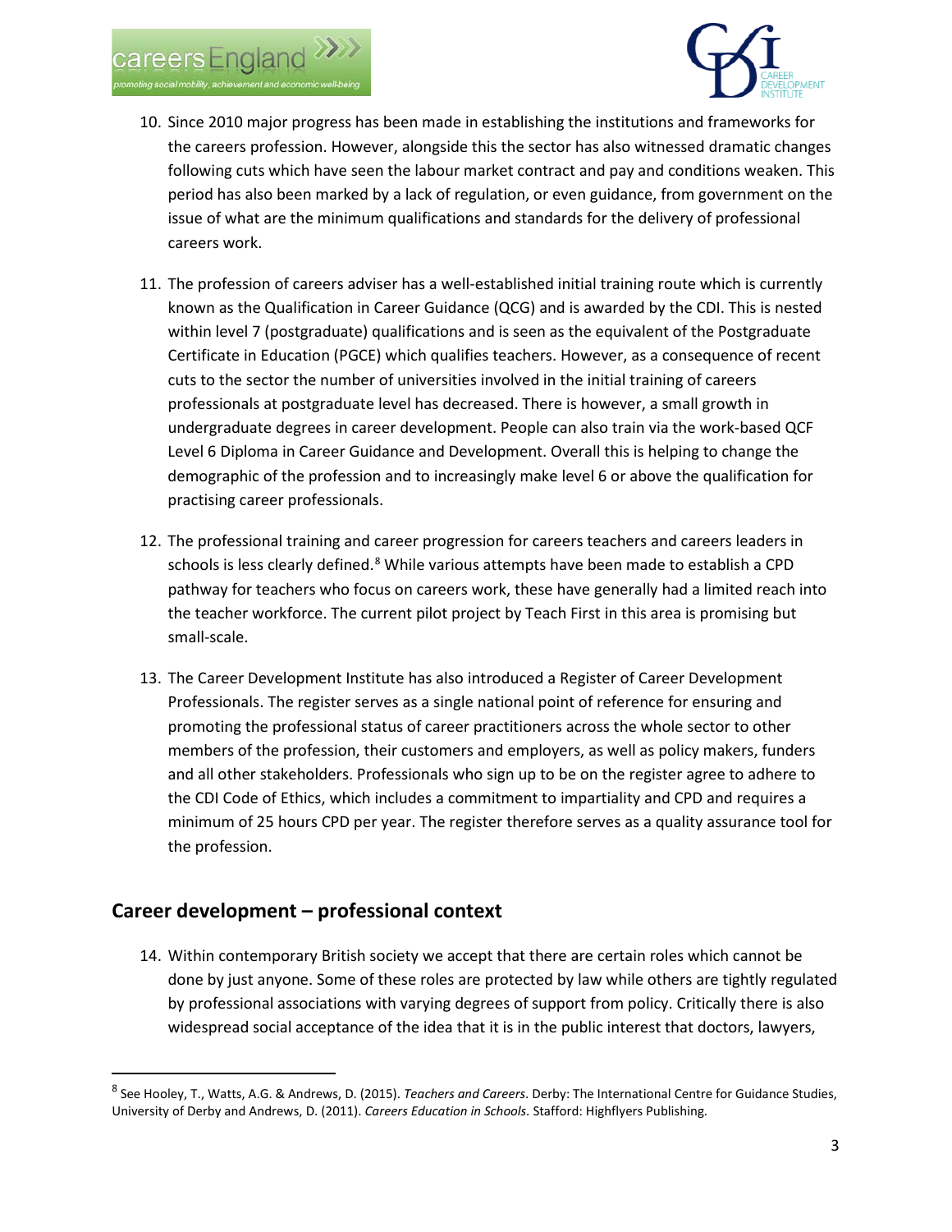10. Since 2010 major progress has been made in establishing the institutions and frameworks for the careers profession. However, alongside this the sector has also witnessed dramatic changes following cuts which have seen the labour market contract and pay and conditions weaken. This period has also been marked by a lack of regulation, or even guidance, from government on the issue of what are the minimum qualifications and standards for the delivery of professional careers work.

11. The profession of careers adviser has a well-established initial training route which is currently known as the Qualification in Career Guidance (QCG) and is awarded by the CDI. This is nested within level 7 (postgraduate) qualifications and is seen as the equivalent of the Postgraduate Certificate in Education (PGCE) which qualifies teachers. However, as a consequence of recent cuts to the sector the number of universities involved in the initial training of careers professionals at postgraduate level has decreased. There is however, a small growth in undergraduate degrees in career development. People can also train via the work-based QCF Level 6 Diploma in Career Guidance and Development. Overall this is helping to change the demographic of the profession and to increasingly make level 6 or above the qualification for practising career professionals.

12. The professional training and career progression for careers teachers and careers leaders in schools is less clearly defined.[8] While various attempts have been made to establish a CPD pathway for teachers who focus on careers work, these have generally had a limited reach into the teacher workforce. The current pilot project by Teach First in this area is promising but small-scale.

13. The Career Development Institute has also introduced a Register of Career Development Professionals. The register serves as a single national point of reference for ensuring and promoting the professional status of career practitioners across the whole sector to other members of the profession, their customers and employers, as well as policy makers, funders and all other stakeholders. Professionals who sign up to be on the register agree to adhere to the CDI Code of Ethics, which includes a commitment to impartiality and CPD and requires a minimum of 25 hours CPD per year. The register therefore serves as a quality assurance tool for the profession.

## Career development – professional context

14. Within contemporary British society we accept that there are certain roles which cannot be done by just anyone. Some of these roles are protected by law while others are tightly regulated by professional associations with varying degrees of support from policy. Critically there is also widespread social acceptance of the idea that it is in the public interest that doctors, lawyers,

---

[8] See Hooley, T., Watts, A.G. & Andrews, D. (2015). *Teachers and Careers*. Derby: The International Centre for Guidance Studies, University of Derby and Andrews, D. (2011). *Careers Education in Schools*. Stafford: Highflyers Publishing.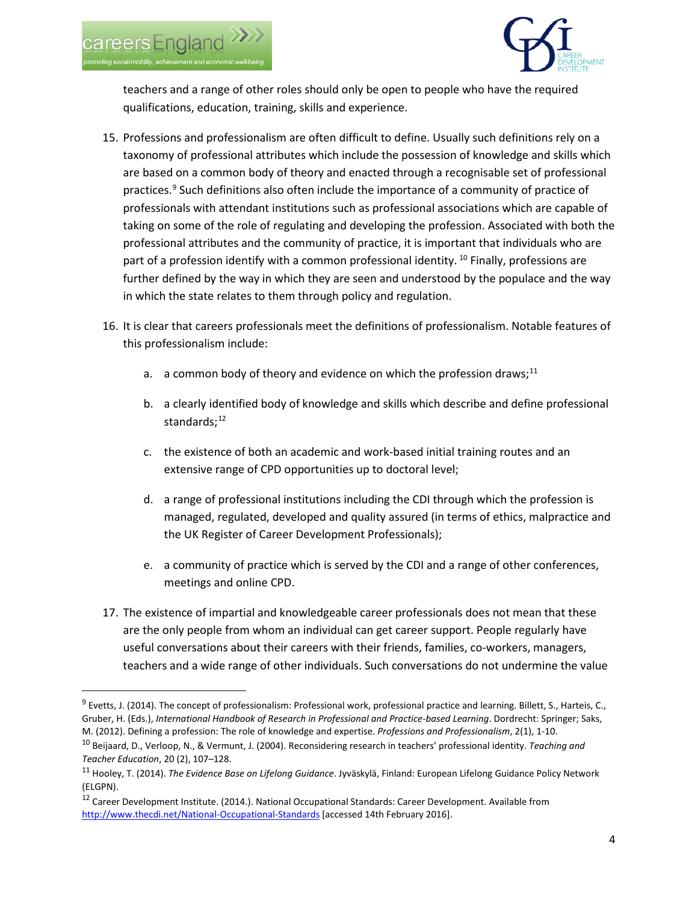teachers and a range of other roles should only be open to people who have the required qualifications, education, training, skills and experience.

15. Professions and professionalism are often difficult to define. Usually such definitions rely on a taxonomy of professional attributes which include the possession of knowledge and skills which are based on a common body of theory and enacted through a recognisable set of professional practices.[9] Such definitions also often include the importance of a community of practice of professionals with attendant institutions such as professional associations which are capable of taking on some of the role of regulating and developing the profession. Associated with both the professional attributes and the community of practice, it is important that individuals who are part of a profession identify with a common professional identity.[10] Finally, professions are further defined by the way in which they are seen and understood by the populace and the way in which the state relates to them through policy and regulation.

16. It is clear that careers professionals meet the definitions of professionalism. Notable features of this professionalism include:

    a. a common body of theory and evidence on which the profession draws;[11]

    b. a clearly identified body of knowledge and skills which describe and define professional standards;[12]

    c. the existence of both an academic and work-based initial training routes and an extensive range of CPD opportunities up to doctoral level;

    d. a range of professional institutions including the CDI through which the profession is managed, regulated, developed and quality assured (in terms of ethics, malpractice and the UK Register of Career Development Professionals);

    e. a community of practice which is served by the CDI and a range of other conferences, meetings and online CPD.

17. The existence of impartial and knowledgeable career professionals does not mean that these are the only people from whom an individual can get career support. People regularly have useful conversations about their careers with their friends, families, co-workers, managers, teachers and a wide range of other individuals. Such conversations do not undermine the value

---

[9] Evetts, J. (2014). The concept of professionalism: Professional work, professional practice and learning. Billett, S., Harteis, C., Gruber, H. (Eds.), *International Handbook of Research in Professional and Practice-based Learning*. Dordrecht: Springer; Saks, M. (2012). Defining a profession: The role of knowledge and expertise. *Professions and Professionalism*, 2(1), 1-10.

[10] Beijaard, D., Verloop, N., & Vermunt, J. (2004). Reconsidering research in teachers' professional identity. *Teaching and Teacher Education*, 20 (2), 107–128.

[11] Hooley, T. (2014). *The Evidence Base on Lifelong Guidance*. Jyväskylä, Finland: European Lifelong Guidance Policy Network (ELGPN).

[12] Career Development Institute. (2014.). National Occupational Standards: Career Development. Available from http://www.thecdi.net/National-Occupational-Standards [accessed 14th February 2016].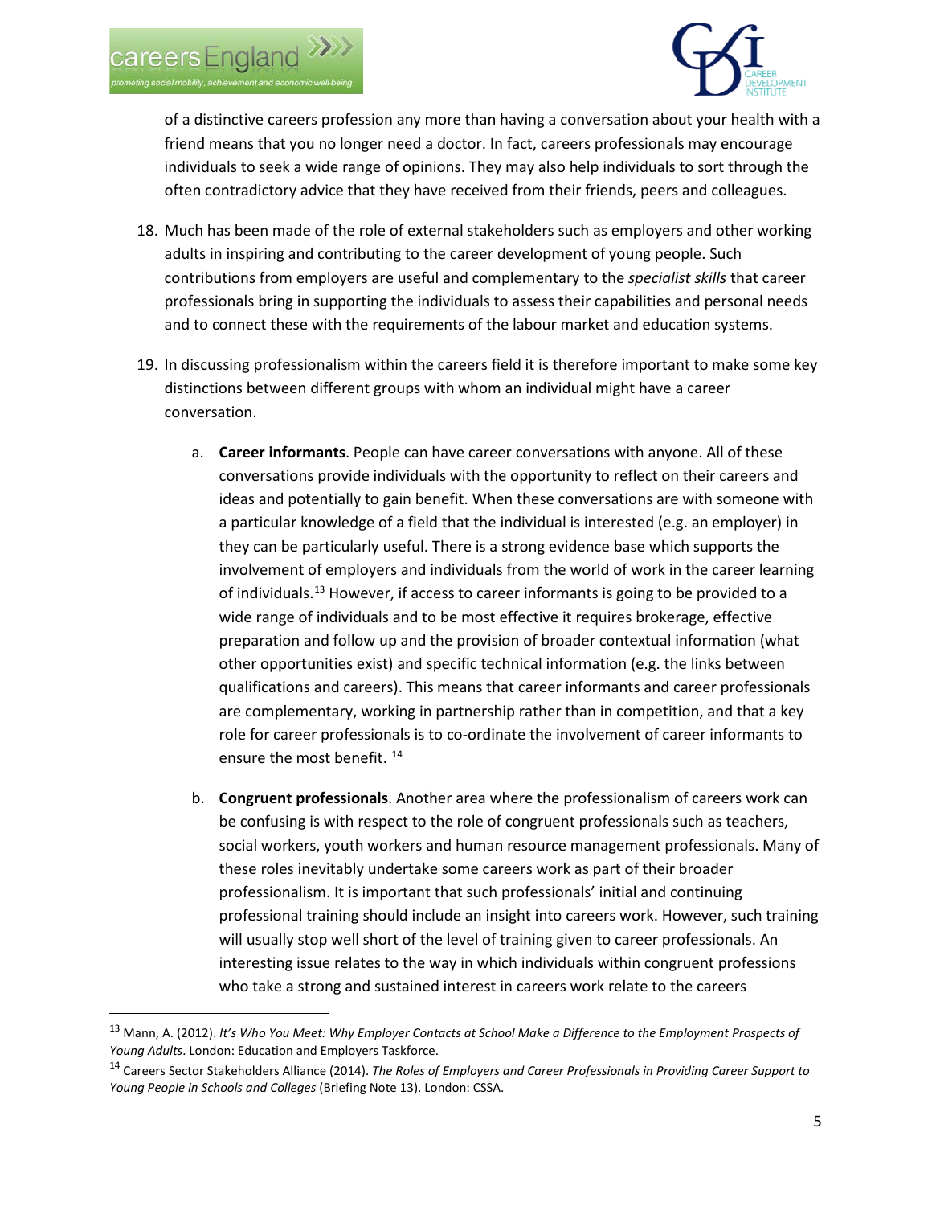of a distinctive careers profession any more than having a conversation about your health with a friend means that you no longer need a doctor. In fact, careers professionals may encourage individuals to seek a wide range of opinions. They may also help individuals to sort through the often contradictory advice that they have received from their friends, peers and colleagues.

18. Much has been made of the role of external stakeholders such as employers and other working adults in inspiring and contributing to the career development of young people. Such contributions from employers are useful and complementary to the *specialist skills* that career professionals bring in supporting the individuals to assess their capabilities and personal needs and to connect these with the requirements of the labour market and education systems.

19. In discussing professionalism within the careers field it is therefore important to make some key distinctions between different groups with whom an individual might have a career conversation.

    a. **Career informants**. People can have career conversations with anyone. All of these conversations provide individuals with the opportunity to reflect on their careers and ideas and potentially to gain benefit. When these conversations are with someone with a particular knowledge of a field that the individual is interested (e.g. an employer) in they can be particularly useful. There is a strong evidence base which supports the involvement of employers and individuals from the world of work in the career learning of individuals.[13] However, if access to career informants is going to be provided to a wide range of individuals and to be most effective it requires brokerage, effective preparation and follow up and the provision of broader contextual information (what other opportunities exist) and specific technical information (e.g. the links between qualifications and careers). This means that career informants and career professionals are complementary, working in partnership rather than in competition, and that a key role for career professionals is to co-ordinate the involvement of career informants to ensure the most benefit. [14]

    b. **Congruent professionals**. Another area where the professionalism of careers work can be confusing is with respect to the role of congruent professionals such as teachers, social workers, youth workers and human resource management professionals. Many of these roles inevitably undertake some careers work as part of their broader professionalism. It is important that such professionals' initial and continuing professional training should include an insight into careers work. However, such training will usually stop well short of the level of training given to career professionals. An interesting issue relates to the way in which individuals within congruent professions who take a strong and sustained interest in careers work relate to the careers

---

[13] Mann, A. (2012). *It's Who You Meet: Why Employer Contacts at School Make a Difference to the Employment Prospects of Young Adults*. London: Education and Employers Taskforce.

[14] Careers Sector Stakeholders Alliance (2014). *The Roles of Employers and Career Professionals in Providing Career Support to Young People in Schools and Colleges* (Briefing Note 13). London: CSSA.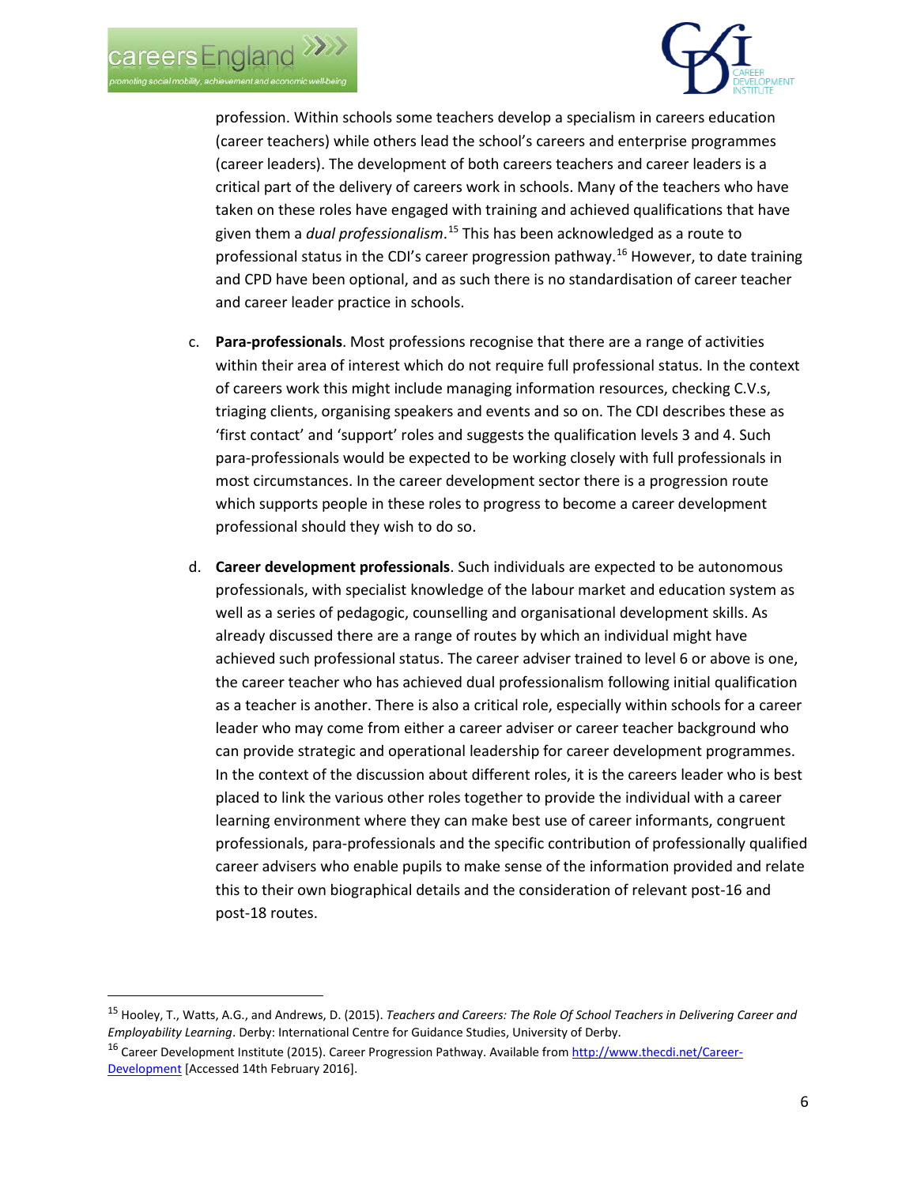profession. Within schools some teachers develop a specialism in careers education (career teachers) while others lead the school's careers and enterprise programmes (career leaders). The development of both careers teachers and career leaders is a critical part of the delivery of careers work in schools. Many of the teachers who have taken on these roles have engaged with training and achieved qualifications that have given them a *dual professionalism*.[15] This has been acknowledged as a route to professional status in the CDI's career progression pathway.[16] However, to date training and CPD have been optional, and as such there is no standardisation of career teacher and career leader practice in schools.

c. **Para-professionals**. Most professions recognise that there are a range of activities within their area of interest which do not require full professional status. In the context of careers work this might include managing information resources, checking C.V.s, triaging clients, organising speakers and events and so on. The CDI describes these as 'first contact' and 'support' roles and suggests the qualification levels 3 and 4. Such para-professionals would be expected to be working closely with full professionals in most circumstances. In the career development sector there is a progression route which supports people in these roles to progress to become a career development professional should they wish to do so.

d. **Career development professionals**. Such individuals are expected to be autonomous professionals, with specialist knowledge of the labour market and education system as well as a series of pedagogic, counselling and organisational development skills. As already discussed there are a range of routes by which an individual might have achieved such professional status. The career adviser trained to level 6 or above is one, the career teacher who has achieved dual professionalism following initial qualification as a teacher is another. There is also a critical role, especially within schools for a career leader who may come from either a career adviser or career teacher background who can provide strategic and operational leadership for career development programmes. In the context of the discussion about different roles, it is the careers leader who is best placed to link the various other roles together to provide the individual with a career learning environment where they can make best use of career informants, congruent professionals, para-professionals and the specific contribution of professionally qualified career advisers who enable pupils to make sense of the information provided and relate this to their own biographical details and the consideration of relevant post-16 and post-18 routes.

---

[15] Hooley, T., Watts, A.G., and Andrews, D. (2015). *Teachers and Careers: The Role Of School Teachers in Delivering Career and Employability Learning*. Derby: International Centre for Guidance Studies, University of Derby.

[16] Career Development Institute (2015). Career Progression Pathway. Available from http://www.thecdi.net/Career-Development [Accessed 14th February 2016].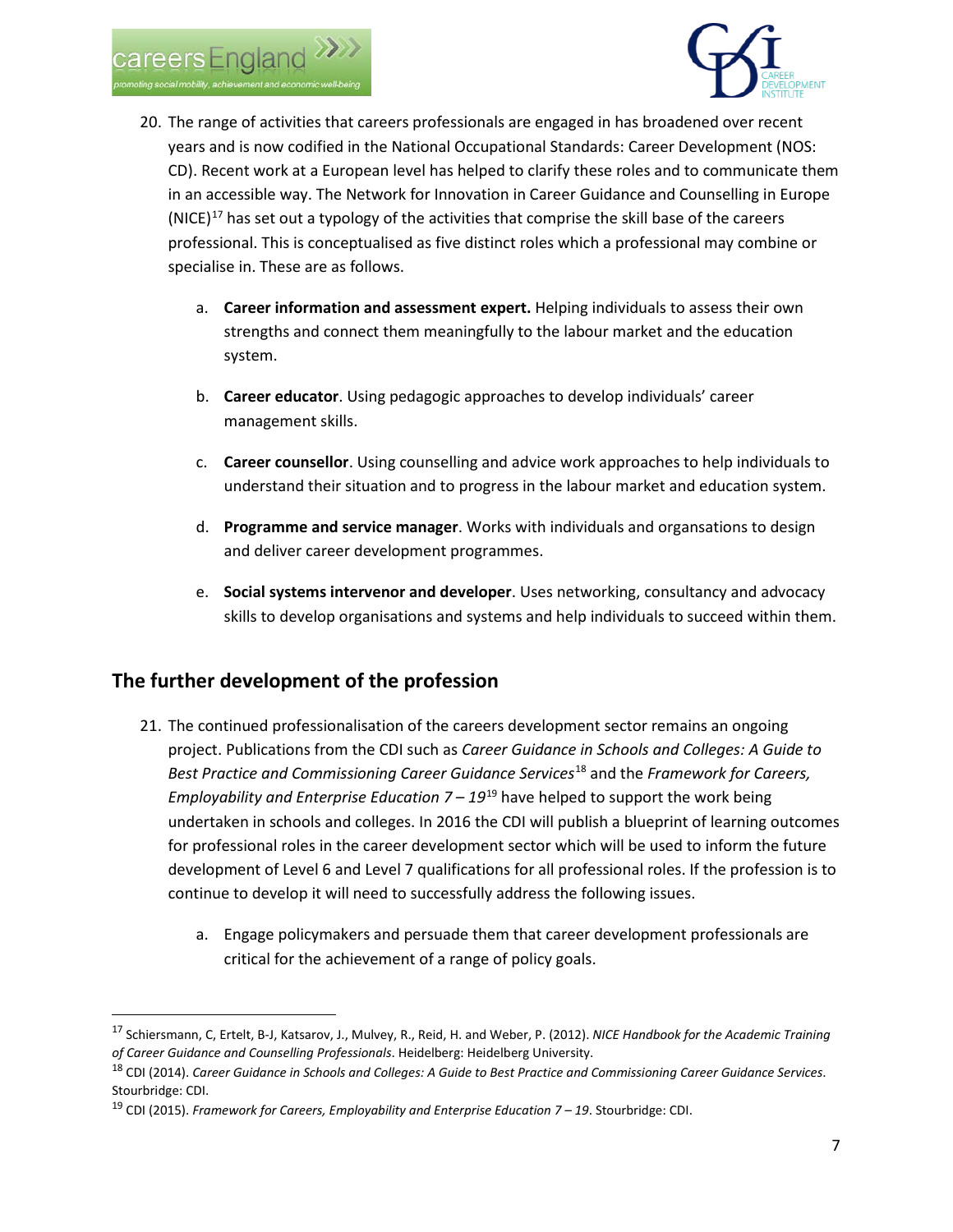20. The range of activities that careers professionals are engaged in has broadened over recent years and is now codified in the National Occupational Standards: Career Development (NOS: CD). Recent work at a European level has helped to clarify these roles and to communicate them in an accessible way. The Network for Innovation in Career Guidance and Counselling in Europe (NICE)[17] has set out a typology of the activities that comprise the skill base of the careers professional. This is conceptualised as five distinct roles which a professional may combine or specialise in. These are as follows.

    a. **Career information and assessment expert.** Helping individuals to assess their own strengths and connect them meaningfully to the labour market and the education system.

    b. **Career educator**. Using pedagogic approaches to develop individuals' career management skills.

    c. **Career counsellor**. Using counselling and advice work approaches to help individuals to understand their situation and to progress in the labour market and education system.

    d. **Programme and service manager**. Works with individuals and organsations to design and deliver career development programmes.

    e. **Social systems intervenor and developer**. Uses networking, consultancy and advocacy skills to develop organisations and systems and help individuals to succeed within them.

## The further development of the profession

21. The continued professionalisation of the careers development sector remains an ongoing project. Publications from the CDI such as *Career Guidance in Schools and Colleges: A Guide to Best Practice and Commissioning Career Guidance Services*[18] and the *Framework for Careers, Employability and Enterprise Education 7 – 19*[19] have helped to support the work being undertaken in schools and colleges. In 2016 the CDI will publish a blueprint of learning outcomes for professional roles in the career development sector which will be used to inform the future development of Level 6 and Level 7 qualifications for all professional roles. If the profession is to continue to develop it will need to successfully address the following issues.

    a. Engage policymakers and persuade them that career development professionals are critical for the achievement of a range of policy goals.

---

[17] Schiersmann, C, Ertelt, B-J, Katsarov, J., Mulvey, R., Reid, H. and Weber, P. (2012). *NICE Handbook for the Academic Training of Career Guidance and Counselling Professionals*. Heidelberg: Heidelberg University.

[18] CDI (2014). *Career Guidance in Schools and Colleges: A Guide to Best Practice and Commissioning Career Guidance Services*. Stourbridge: CDI.

[19] CDI (2015). *Framework for Careers, Employability and Enterprise Education 7 – 19*. Stourbridge: CDI.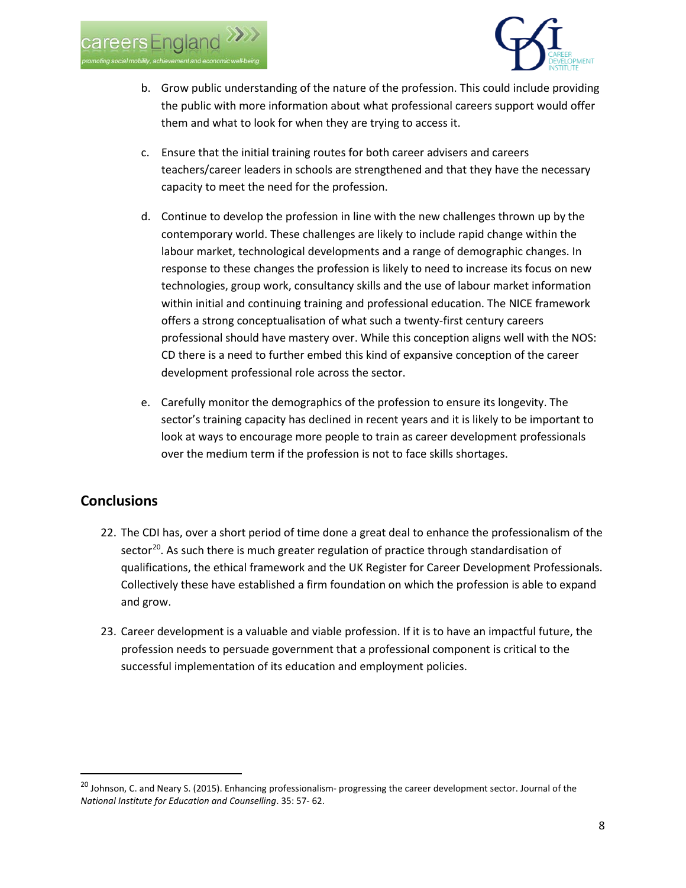b. Grow public understanding of the nature of the profession. This could include providing the public with more information about what professional careers support would offer them and what to look for when they are trying to access it.

c. Ensure that the initial training routes for both career advisers and careers teachers/career leaders in schools are strengthened and that they have the necessary capacity to meet the need for the profession.

d. Continue to develop the profession in line with the new challenges thrown up by the contemporary world. These challenges are likely to include rapid change within the labour market, technological developments and a range of demographic changes. In response to these changes the profession is likely to need to increase its focus on new technologies, group work, consultancy skills and the use of labour market information within initial and continuing training and professional education. The NICE framework offers a strong conceptualisation of what such a twenty-first century careers professional should have mastery over. While this conception aligns well with the NOS: CD there is a need to further embed this kind of expansive conception of the career development professional role across the sector.

e. Carefully monitor the demographics of the profession to ensure its longevity. The sector's training capacity has declined in recent years and it is likely to be important to look at ways to encourage more people to train as career development professionals over the medium term if the profession is not to face skills shortages.

## Conclusions

22. The CDI has, over a short period of time done a great deal to enhance the professionalism of the sector[20]. As such there is much greater regulation of practice through standardisation of qualifications, the ethical framework and the UK Register for Career Development Professionals. Collectively these have established a firm foundation on which the profession is able to expand and grow.

23. Career development is a valuable and viable profession. If it is to have an impactful future, the profession needs to persuade government that a professional component is critical to the successful implementation of its education and employment policies.

---

[20] Johnson, C. and Neary S. (2015). Enhancing professionalism- progressing the career development sector. Journal of the *National Institute for Education and Counselling*. 35: 57- 62.